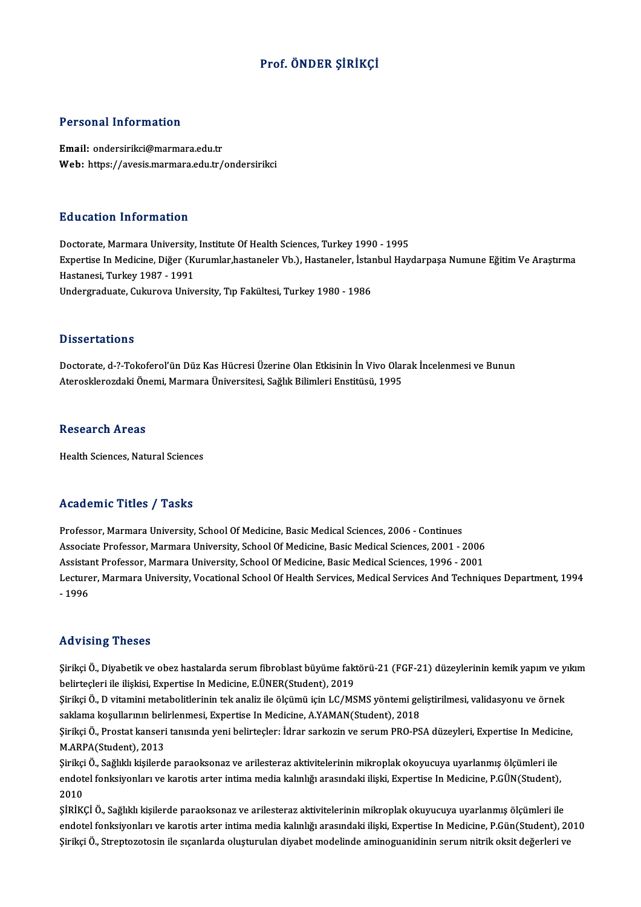# Prof. ÖNDER ŞİRİKÇİ

## Personal Information

**Email:** ondersirikci@marmara.edu.tr
**Web:** https://avesis.marmara.edu.tr/ondersirikci

## Education Information

Doctorate, Marmara University, Institute Of Health Sciences, Turkey 1990 - 1995
Expertise In Medicine, Diğer (Kurumlar,hastaneler Vb.), Hastaneler, İstanbul Haydarpaşa Numune Eğitim Ve Araştırma Hastanesi, Turkey 1987 - 1991
Undergraduate, Cukurova University, Tıp Fakültesi, Turkey 1980 - 1986

## Dissertations

Doctorate, d-?-Tokoferol'ün Düz Kas Hücresi Üzerine Olan Etkisinin İn Vivo Olarak İncelenmesi ve Bunun Aterosklerozdaki Önemi, Marmara Üniversitesi, Sağlık Bilimleri Enstitüsü, 1995

## Research Areas

Health Sciences, Natural Sciences

## Academic Titles / Tasks

Professor, Marmara University, School Of Medicine, Basic Medical Sciences, 2006 - Continues
Associate Professor, Marmara University, School Of Medicine, Basic Medical Sciences, 2001 - 2006
Assistant Professor, Marmara University, School Of Medicine, Basic Medical Sciences, 1996 - 2001
Lecturer, Marmara University, Vocational School Of Health Services, Medical Services And Techniques Department, 1994 - 1996

## Advising Theses

Şirikçi Ö., Diyabetik ve obez hastalarda serum fibroblast büyüme faktörü-21 (FGF-21) düzeylerinin kemik yapım ve yıkım belirteçleri ile ilişkisi, Expertise In Medicine, E.ÜNER(Student), 2019
Şirikçi Ö., D vitamini metabolitlerinin tek analiz ile ölçümü için LC/MSMS yöntemi geliştirilmesi, validasyonu ve örnek saklama koşullarının belirlenmesi, Expertise In Medicine, A.YAMAN(Student), 2018
Şirikçi Ö., Prostat kanseri tanısında yeni belirteçler: İdrar sarkozin ve serum PRO-PSA düzeyleri, Expertise In Medicine, M.ARPA(Student), 2013
Şirikçi Ö., Sağlıklı kişilerde paraoksonaz ve arilesteraz aktivitelerinin mikroplak okoyucuya uyarlanmış ölçümleri ile endotel fonksiyonları ve karotis arter intima media kalınlığı arasındaki ilişki, Expertise In Medicine, P.GÜN(Student), 2010
ŞİRİKÇİ Ö., Sağlıklı kişilerde paraoksonaz ve arilesteraz aktivitelerinin mikroplak okuyucuya uyarlanmış ölçümleri ile endotel fonksiyonları ve karotis arter intima media kalınlığı arasındaki ilişki, Expertise In Medicine, P.Gün(Student), 2010
Şirikçi Ö., Streptozotosin ile sıçanlarda oluşturulan diyabet modelinde aminoguanidinin serum nitrik oksit değerleri ve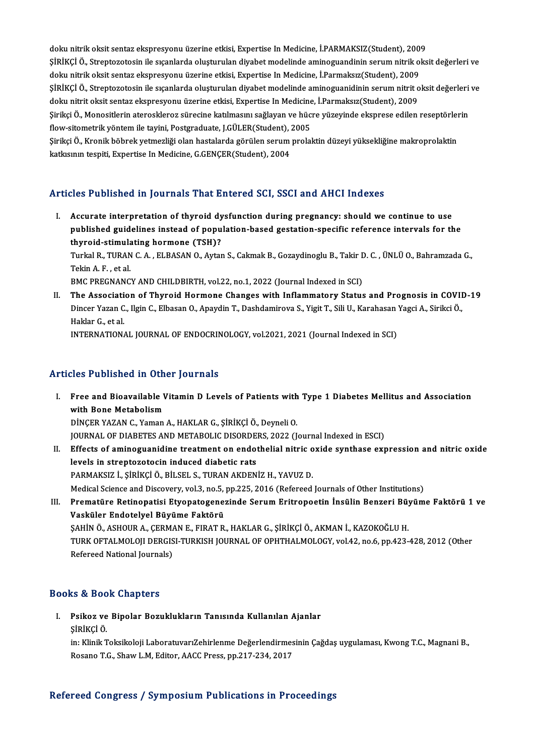doku nitrik oksit sentaz ekspresyonu üzerine etkisi, Expertise In Medicine, İ.PARMAKSIZ(Student), 2009

ŞİRİKÇİ Ö., Streptozotosin ile sıçanlarda oluşturulan diyabet modelinde aminoguandinin serum nitrik oksit değerleri ve doku nitrik oksit sentaz ekspresyonu üzerine etkisi, Expertise In Medicine, İ.Parmaksız(Student), 2009

ŞİRİKÇİ Ö., Streptozotosin ile sıçanlarda oluşturulan diyabet modelinde aminoguanidinin serum nitrit oksit değerleri ve doku nitrit oksit sentaz ekspresyonu üzerine etkisi, Expertise In Medicine, İ.Parmaksız(Student), 2009

Şirikçi Ö., Monositlerin ateroskleroz sürecine katılmasını sağlayan ve hücre yüzeyinde eksprese edilen reseptörlerin flow-sitometrik yöntem ile tayini, Postgraduate, J.GÜLER(Student), 2005

Şirikçi Ö., Kronik böbrek yetmezliği olan hastalarda görülen serum prolaktin düzeyi yüksekliğine makroprolaktin katkısının tespiti, Expertise In Medicine, G.GENÇER(Student), 2004

## Articles Published in Journals That Entered SCI, SSCI and AHCI Indexes

I. **Accurate interpretation of thyroid dysfunction during pregnancy: should we continue to use published guidelines instead of population-based gestation-specific reference intervals for the thyroid-stimulating hormone (TSH)?**
Turkal R., TURAN C. A. , ELBASAN O., Aytan S., Cakmak B., Gozaydinoglu B., Takir D. C. , ÜNLÜ O., Bahramzada G., Tekin A. F. , et al.
BMC PREGNANCY AND CHILDBIRTH, vol.22, no.1, 2022 (Journal Indexed in SCI)

II. **The Association of Thyroid Hormone Changes with Inflammatory Status and Prognosis in COVID-19**
Dincer Yazan C., Ilgin C., Elbasan O., Apaydin T., Dashdamirova S., Yigit T., Sili U., Karahasan Yagci A., Sirikci Ö., Haklar G., et al.
INTERNATIONAL JOURNAL OF ENDOCRINOLOGY, vol.2021, 2021 (Journal Indexed in SCI)

## Articles Published in Other Journals

I. **Free and Bioavailable Vitamin D Levels of Patients with Type 1 Diabetes Mellitus and Association with Bone Metabolism**
DİNÇER YAZAN C., Yaman A., HAKLAR G., ŞİRİKÇİ Ö., Deyneli O.
JOURNAL OF DIABETES AND METABOLIC DISORDERS, 2022 (Journal Indexed in ESCI)

II. **Effects of aminoguanidine treatment on endothelial nitric oxide synthase expression and nitric oxide levels in streptozotocin induced diabetic rats**
PARMAKSIZ İ., ŞİRİKÇİ Ö., BİLSEL S., TURAN AKDENİZ H., YAVUZ D.
Medical Science and Discovery, vol.3, no.5, pp.225, 2016 (Refereed Journals of Other Institutions)

III. **Prematüre Retinopatisi Etyopatogenezinde Serum Eritropoetin İnsülin Benzeri Büyüme Faktörü 1 ve Vasküler Endotelyel Büyüme Faktörü**
ŞAHİN Ö., ASHOUR A., ÇERMAN E., FIRAT R., HAKLAR G., ŞİRİKÇİ Ö., AKMAN İ., KAZOKOĞLU H.
TURK OFTALMOLOJI DERGISI-TURKISH JOURNAL OF OPHTHALMOLOGY, vol.42, no.6, pp.423-428, 2012 (Other Refereed National Journals)

## Books & Book Chapters

I. **Psikoz ve Bipolar Bozuklukların Tanısında Kullanılan Ajanlar**
ŞİRİKÇİ Ö.
in: Klinik Toksikoloji LaboratuvarıZehirlenme Değerlendirmesinin Çağdaş uygulaması, Kwong T.C., Magnani B., Rosano T.G., Shaw L.M, Editor, AACC Press, pp.217-234, 2017

## Refereed Congress / Symposium Publications in Proceedings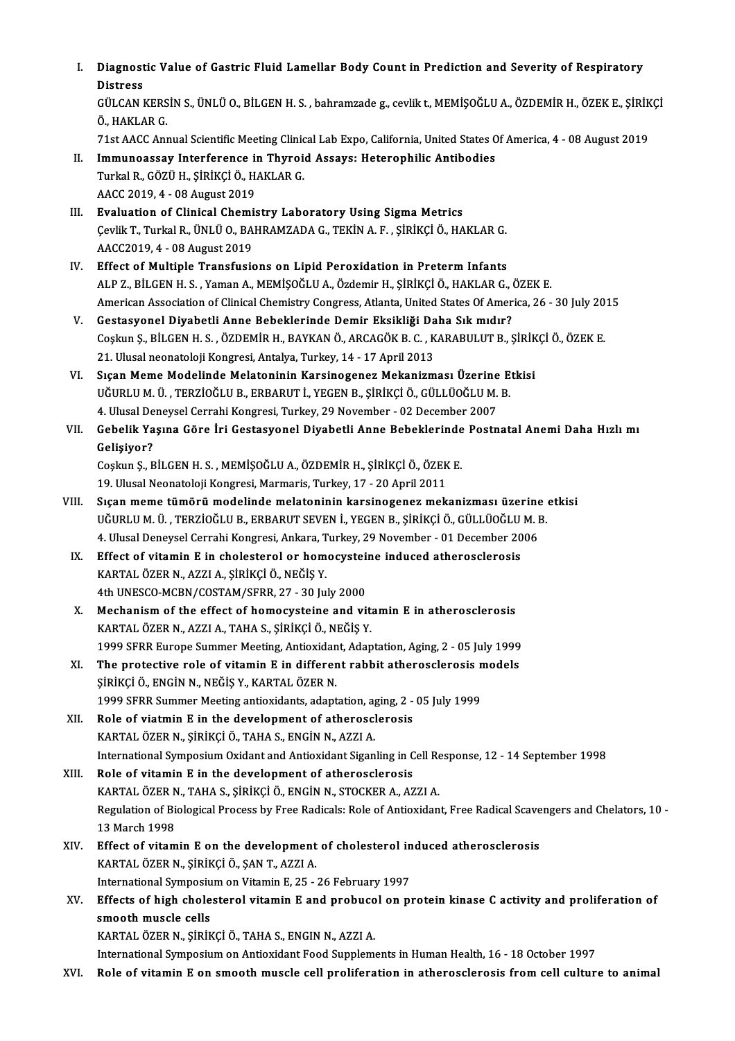I. **Diagnostic Value of Gastric Fluid Lamellar Body Count in Prediction and Severity of Respiratory Distress**
GÜLCAN KERSİN S., ÜNLÜ O., BİLGEN H. S. , bahramzade g., cevlik t., MEMİŞOĞLU A., ÖZDEMİR H., ÖZEK E., ŞİRİKÇİ Ö., HAKLAR G.
71st AACC Annual Scientific Meeting Clinical Lab Expo, California, United States Of America, 4 - 08 August 2019

II. **Immunoassay Interference in Thyroid Assays: Heterophilic Antibodies**
Turkal R., GÖZÜ H., ŞİRİKÇİ Ö., HAKLAR G.
AACC 2019, 4 - 08 August 2019

III. **Evaluation of Clinical Chemistry Laboratory Using Sigma Metrics**
Çevlik T., Turkal R., ÜNLÜ O., BAHRAMZADA G., TEKİN A. F. , ŞİRİKÇİ Ö., HAKLAR G.
AACC2019, 4 - 08 August 2019

IV. **Effect of Multiple Transfusions on Lipid Peroxidation in Preterm Infants**
ALP Z., BİLGEN H. S. , Yaman A., MEMİŞOĞLU A., Özdemir H., ŞİRİKÇİ Ö., HAKLAR G., ÖZEK E.
American Association of Clinical Chemistry Congress, Atlanta, United States Of America, 26 - 30 July 2015

V. **Gestasyonel Diyabetli Anne Bebeklerinde Demir Eksikliği Daha Sık mıdır?**
Coşkun Ş., BİLGEN H. S. , ÖZDEMİR H., BAYKAN Ö., ARCAGÖK B. C. , KARABULUT B., ŞİRİKÇİ Ö., ÖZEK E.
21. Ulusal neonatoloji Kongresi, Antalya, Turkey, 14 - 17 April 2013

VI. **Sıçan Meme Modelinde Melatoninin Karsinogenez Mekanizması Üzerine Etkisi**
UĞURLU M. Ü. , TERZİOĞLU B., ERBARUT İ., YEGEN B., ŞİRİKÇİ Ö., GÜLLÜOĞLU M. B.
4. Ulusal Deneysel Cerrahi Kongresi, Turkey, 29 November - 02 December 2007

VII. **Gebelik Yaşına Göre İri Gestasyonel Diyabetli Anne Bebeklerinde Postnatal Anemi Daha Hızlı mı Gelişiyor?**
Coşkun Ş., BİLGEN H. S. , MEMİŞOĞLU A., ÖZDEMİR H., ŞİRİKÇİ Ö., ÖZEK E.
19. Ulusal Neonatoloji Kongresi, Marmaris, Turkey, 17 - 20 April 2011

VIII. **Sıçan meme tümörü modelinde melatoninin karsinogenez mekanizması üzerine etkisi**
UĞURLU M. Ü. , TERZİOĞLU B., ERBARUT SEVEN İ., YEGEN B., ŞİRİKÇİ Ö., GÜLLÜOĞLU M. B.
4. Ulusal Deneysel Cerrahi Kongresi, Ankara, Turkey, 29 November - 01 December 2006

IX. **Effect of vitamin E in cholesterol or homocysteine induced atherosclerosis**
KARTAL ÖZER N., AZZI A., ŞİRİKÇİ Ö., NEĞİŞ Y.
4th UNESCO-MCBN/COSTAM/SFRR, 27 - 30 July 2000

X. **Mechanism of the effect of homocysteine and vitamin E in atherosclerosis**
KARTAL ÖZER N., AZZI A., TAHA S., ŞİRİKÇİ Ö., NEĞİŞ Y.
1999 SFRR Europe Summer Meeting, Antioxidant, Adaptation, Aging, 2 - 05 July 1999

XI. **The protective role of vitamin E in different rabbit atherosclerosis models**
ŞİRİKÇİ Ö., ENGİN N., NEĞİŞ Y., KARTAL ÖZER N.
1999 SFRR Summer Meeting antioxidants, adaptation, aging, 2 - 05 July 1999

XII. **Role of viatmin E in the development of atherosclerosis**
KARTAL ÖZER N., ŞİRİKÇİ Ö., TAHA S., ENGİN N., AZZI A.
International Symposium Oxidant and Antioxidant Siganling in Cell Response, 12 - 14 September 1998

XIII. **Role of vitamin E in the development of atherosclerosis**
KARTAL ÖZER N., TAHA S., ŞİRİKÇİ Ö., ENGİN N., STOCKER A., AZZI A.
Regulation of Biological Process by Free Radicals: Role of Antioxidant, Free Radical Scavengers and Chelators, 10 - 13 March 1998

XIV. **Effect of vitamin E on the development of cholesterol induced atherosclerosis**
KARTAL ÖZER N., ŞİRİKÇİ Ö., ŞAN T., AZZI A.
International Symposium on Vitamin E, 25 - 26 February 1997

XV. **Effects of high cholesterol vitamin E and probucol on protein kinase C activity and proliferation of smooth muscle cells**
KARTAL ÖZER N., ŞİRİKÇİ Ö., TAHA S., ENGIN N., AZZI A.
International Symposium on Antioxidant Food Supplements in Human Health, 16 - 18 October 1997

XVI. **Role of vitamin E on smooth muscle cell proliferation in atherosclerosis from cell culture to animal**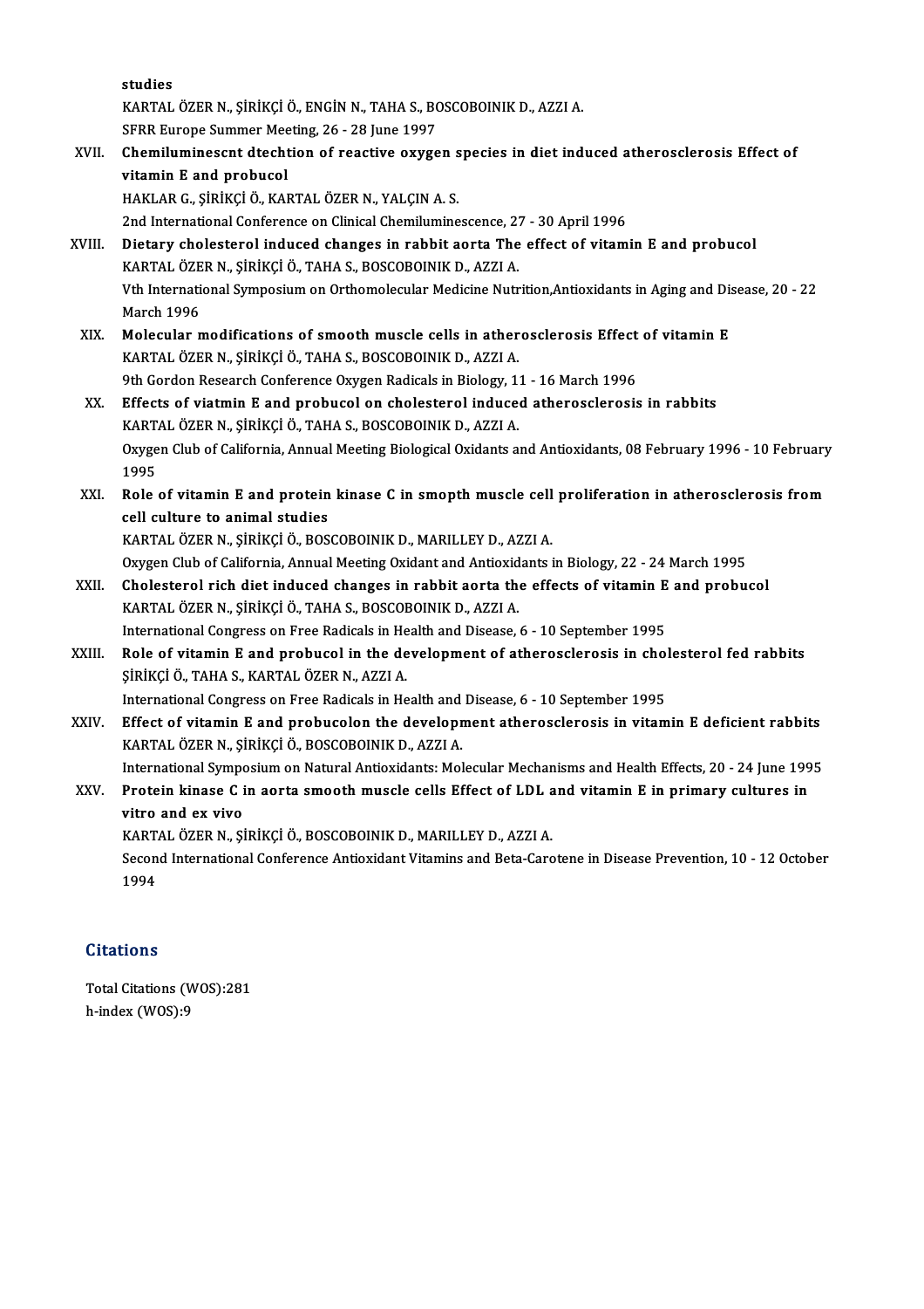studies
KARTAL ÖZER N., ŞİRİKÇİ Ö., ENGİN N., TAHA S., BOSCOBOINIK D., AZZI A.
SFRR Europe Summer Meeting, 26 - 28 June 1997

XVII. **Chemiluminescnt dtechtion of reactive oxygen species in diet induced atherosclerosis Effect of vitamin E and probucol**
HAKLAR G., ŞİRİKÇİ Ö., KARTAL ÖZER N., YALÇIN A. S.
2nd International Conference on Clinical Chemiluminescence, 27 - 30 April 1996

XVIII. **Dietary cholesterol induced changes in rabbit aorta The effect of vitamin E and probucol**
KARTAL ÖZER N., ŞİRİKÇİ Ö., TAHA S., BOSCOBOINIK D., AZZI A.
Vth International Symposium on Orthomolecular Medicine Nutrition,Antioxidants in Aging and Disease, 20 - 22 March 1996

XIX. **Molecular modifications of smooth muscle cells in atherosclerosis Effect of vitamin E**
KARTAL ÖZER N., ŞİRİKÇİ Ö., TAHA S., BOSCOBOINIK D., AZZI A.
9th Gordon Research Conference Oxygen Radicals in Biology, 11 - 16 March 1996

XX. **Effects of viatmin E and probucol on cholesterol induced atherosclerosis in rabbits**
KARTAL ÖZER N., ŞİRİKÇİ Ö., TAHA S., BOSCOBOINIK D., AZZI A.
Oxygen Club of California, Annual Meeting Biological Oxidants and Antioxidants, 08 February 1996 - 10 February 1995

XXI. **Role of vitamin E and protein kinase C in smopth muscle cell proliferation in atherosclerosis from cell culture to animal studies**
KARTAL ÖZER N., ŞİRİKÇİ Ö., BOSCOBOINIK D., MARILLEY D., AZZI A.
Oxygen Club of California, Annual Meeting Oxidant and Antioxidants in Biology, 22 - 24 March 1995

XXII. **Cholesterol rich diet induced changes in rabbit aorta the effects of vitamin E and probucol**
KARTAL ÖZER N., ŞİRİKÇİ Ö., TAHA S., BOSCOBOINIK D., AZZI A.
International Congress on Free Radicals in Health and Disease, 6 - 10 September 1995

XXIII. **Role of vitamin E and probucol in the development of atherosclerosis in cholesterol fed rabbits**
ŞİRİKÇİ Ö., TAHA S., KARTAL ÖZER N., AZZI A.
International Congress on Free Radicals in Health and Disease, 6 - 10 September 1995

XXIV. **Effect of vitamin E and probucolon the development atherosclerosis in vitamin E deficient rabbits**
KARTAL ÖZER N., ŞİRİKÇİ Ö., BOSCOBOINIK D., AZZI A.
International Symposium on Natural Antioxidants: Molecular Mechanisms and Health Effects, 20 - 24 June 1995

XXV. **Protein kinase C in aorta smooth muscle cells Effect of LDL and vitamin E in primary cultures in vitro and ex vivo**
KARTAL ÖZER N., ŞİRİKÇİ Ö., BOSCOBOINIK D., MARILLEY D., AZZI A.
Second International Conference Antioxidant Vitamins and Beta-Carotene in Disease Prevention, 10 - 12 October 1994

## Citations

Total Citations (WOS):281
h-index (WOS):9